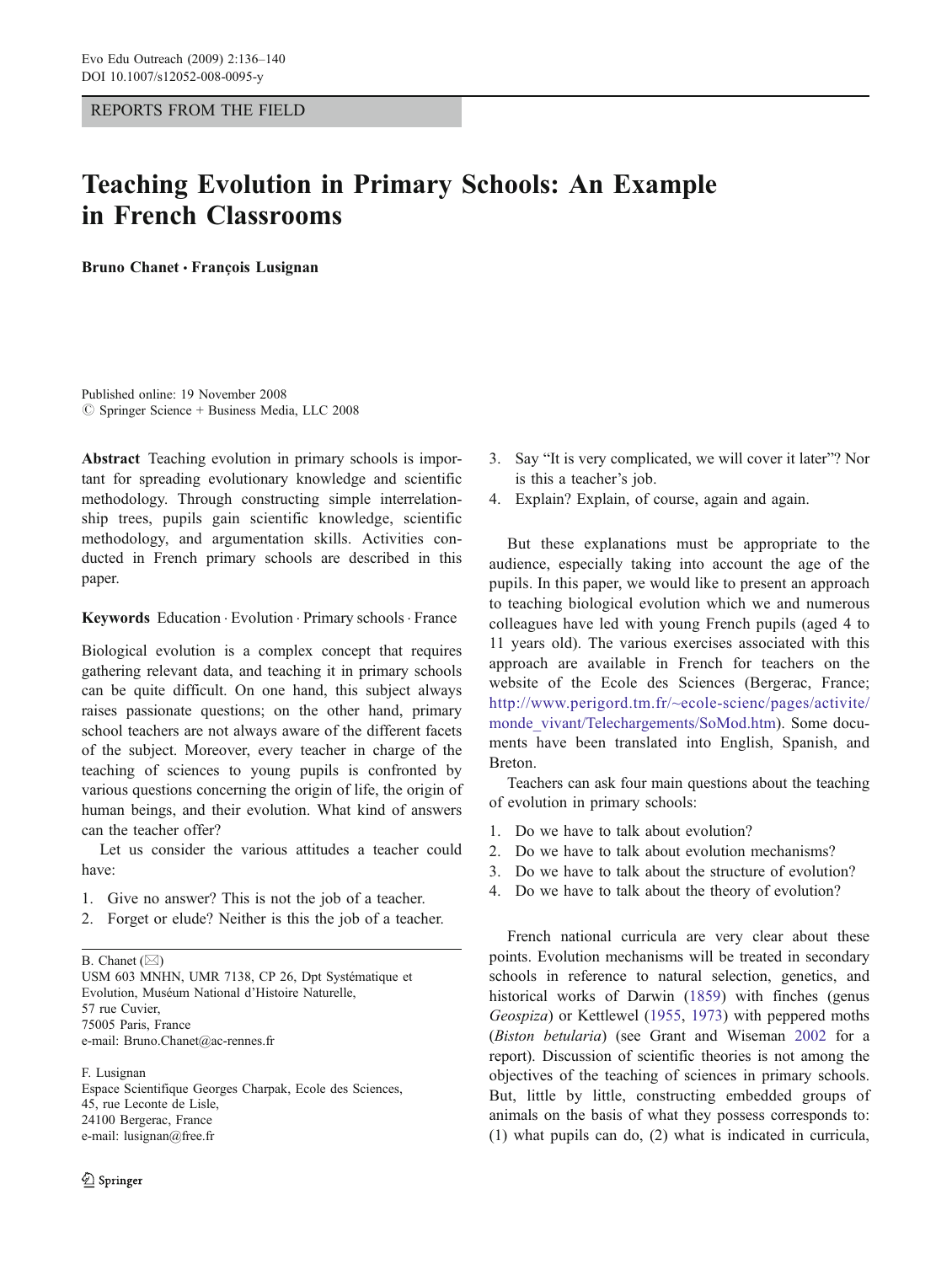REPORTS FROM THE FIELD

# Teaching Evolution in Primary Schools: An Example in French Classrooms

**Bruno Chanet · François Lusignan**

Published online: 19 November 2008
© Springer Science + Business Media, LLC 2008

**Abstract** Teaching evolution in primary schools is important for spreading evolutionary knowledge and scientific methodology. Through constructing simple interrelationship trees, pupils gain scientific knowledge, scientific methodology, and argumentation skills. Activities conducted in French primary schools are described in this paper.

**Keywords** Education · Evolution · Primary schools · France

Biological evolution is a complex concept that requires gathering relevant data, and teaching it in primary schools can be quite difficult. On one hand, this subject always raises passionate questions; on the other hand, primary school teachers are not always aware of the different facets of the subject. Moreover, every teacher in charge of the teaching of sciences to young pupils is confronted by various questions concerning the origin of life, the origin of human beings, and their evolution. What kind of answers can the teacher offer?

Let us consider the various attitudes a teacher could have:

1. Give no answer? This is not the job of a teacher.
2. Forget or elude? Neither is this the job of a teacher.
3. Say "It is very complicated, we will cover it later"? Nor is this a teacher's job.
4. Explain? Explain, of course, again and again.

But these explanations must be appropriate to the audience, especially taking into account the age of the pupils. In this paper, we would like to present an approach to teaching biological evolution which we and numerous colleagues have led with young French pupils (aged 4 to 11 years old). The various exercises associated with this approach are available in French for teachers on the website of the Ecole des Sciences (Bergerac, France; http://www.perigord.tm.fr/~ecole-scienc/pages/activite/monde_vivant/Telechargements/SoMod.htm). Some documents have been translated into English, Spanish, and Breton.

Teachers can ask four main questions about the teaching of evolution in primary schools:

1. Do we have to talk about evolution?
2. Do we have to talk about evolution mechanisms?
3. Do we have to talk about the structure of evolution?
4. Do we have to talk about the theory of evolution?

French national curricula are very clear about these points. Evolution mechanisms will be treated in secondary schools in reference to natural selection, genetics, and historical works of Darwin (1859) with finches (genus *Geospiza*) or Kettlewel (1955, 1973) with peppered moths (*Biston betularia*) (see Grant and Wiseman 2002 for a report). Discussion of scientific theories is not among the objectives of the teaching of sciences in primary schools. But, little by little, constructing embedded groups of animals on the basis of what they possess corresponds to: (1) what pupils can do, (2) what is indicated in curricula,

B. Chanet (✉)
USM 603 MNHN, UMR 7138, CP 26, Dpt Systématique et Evolution, Muséum National d'Histoire Naturelle,
57 rue Cuvier,
75005 Paris, France
e-mail: Bruno.Chanet@ac-rennes.fr

F. Lusignan
Espace Scientifique Georges Charpak, Ecole des Sciences,
45, rue Leconte de Lisle,
24100 Bergerac, France
e-mail: lusignan@free.fr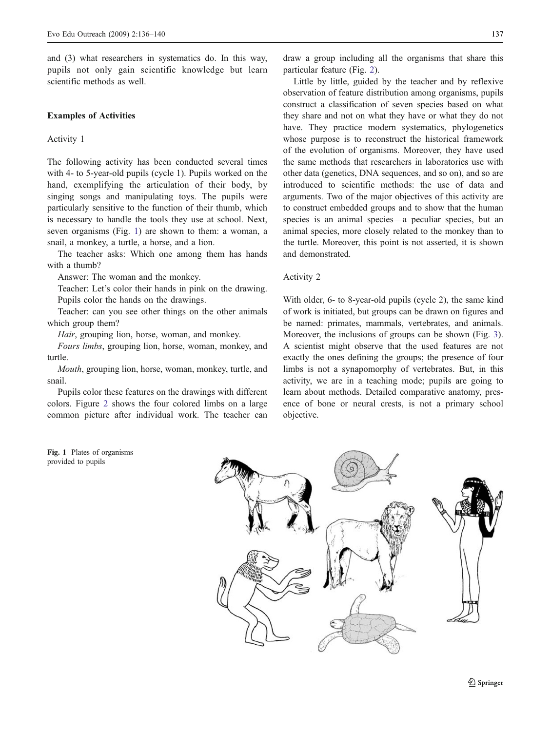and (3) what researchers in systematics do. In this way, pupils not only gain scientific knowledge but learn scientific methods as well.

### Examples of Activities

#### Activity 1

The following activity has been conducted several times with 4- to 5-year-old pupils (cycle 1). Pupils worked on the hand, exemplifying the articulation of their body, by singing songs and manipulating toys. The pupils were particularly sensitive to the function of their thumb, which is necessary to handle the tools they use at school. Next, seven organisms (Fig. 1) are shown to them: a woman, a snail, a monkey, a turtle, a horse, and a lion.

The teacher asks: Which one among them has hands with a thumb?

Answer: The woman and the monkey.

Teacher: Let's color their hands in pink on the drawing. Pupils color the hands on the drawings.

Teacher: can you see other things on the other animals which group them?

*Hair*, grouping lion, horse, woman, and monkey.

*Fours limbs*, grouping lion, horse, woman, monkey, and turtle.

*Mouth*, grouping lion, horse, woman, monkey, turtle, and snail.

Pupils color these features on the drawings with different colors. Figure 2 shows the four colored limbs on a large common picture after individual work. The teacher can draw a group including all the organisms that share this particular feature (Fig. 2).

Little by little, guided by the teacher and by reflexive observation of feature distribution among organisms, pupils construct a classification of seven species based on what they share and not on what they have or what they do not have. They practice modern systematics, phylogenetics whose purpose is to reconstruct the historical framework of the evolution of organisms. Moreover, they have used the same methods that researchers in laboratories use with other data (genetics, DNA sequences, and so on), and so are introduced to scientific methods: the use of data and arguments. Two of the major objectives of this activity are to construct embedded groups and to show that the human species is an animal species—a peculiar species, but an animal species, more closely related to the monkey than to the turtle. Moreover, this point is not asserted, it is shown and demonstrated.

#### Activity 2

With older, 6- to 8-year-old pupils (cycle 2), the same kind of work is initiated, but groups can be drawn on figures and be named: primates, mammals, vertebrates, and animals. Moreover, the inclusions of groups can be shown (Fig. 3). A scientist might observe that the used features are not exactly the ones defining the groups; the presence of four limbs is not a synapomorphy of vertebrates. But, in this activity, we are in a teaching mode; pupils are going to learn about methods. Detailed comparative anatomy, presence of bone or neural crests, is not a primary school objective.

**Fig. 1** Plates of organisms provided to pupils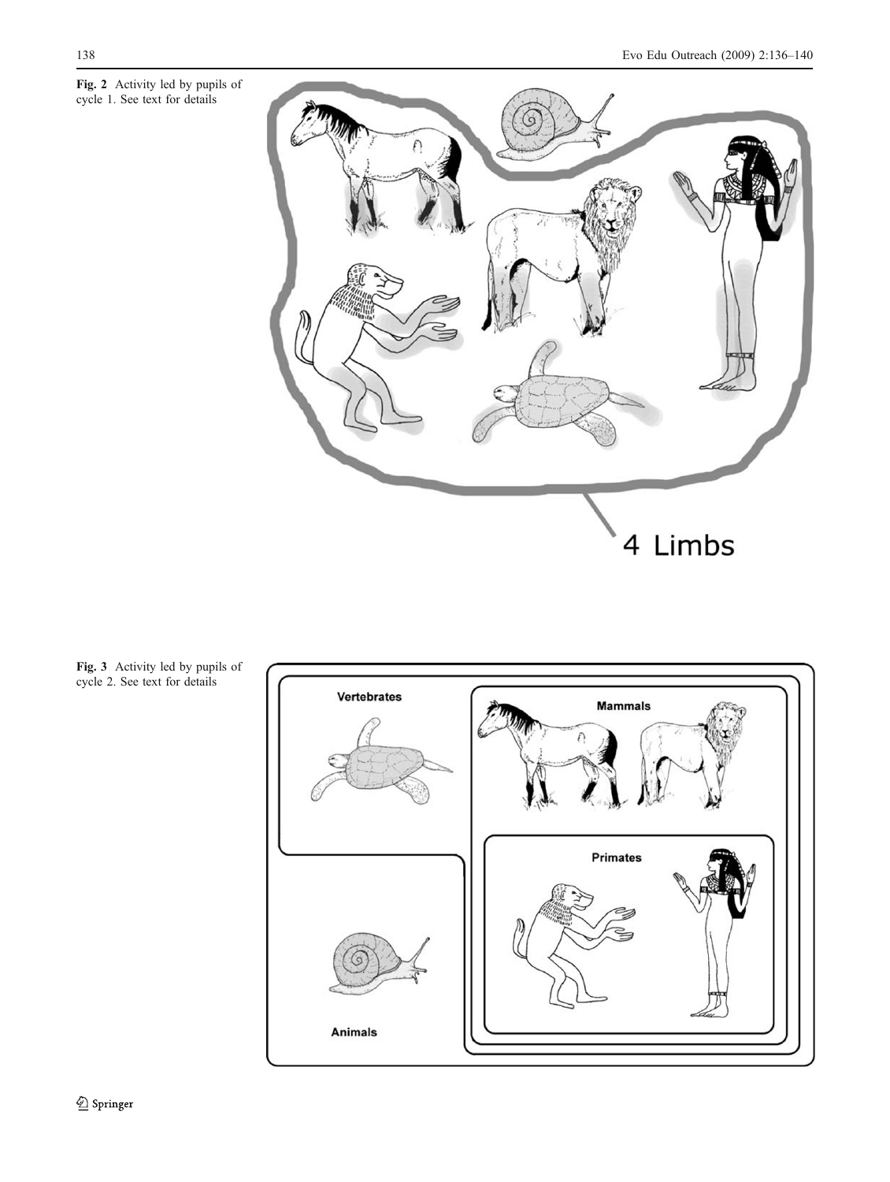**Fig. 2** Activity led by pupils of cycle 1. See text for details

**Fig. 3** Activity led by pupils of cycle 2. See text for details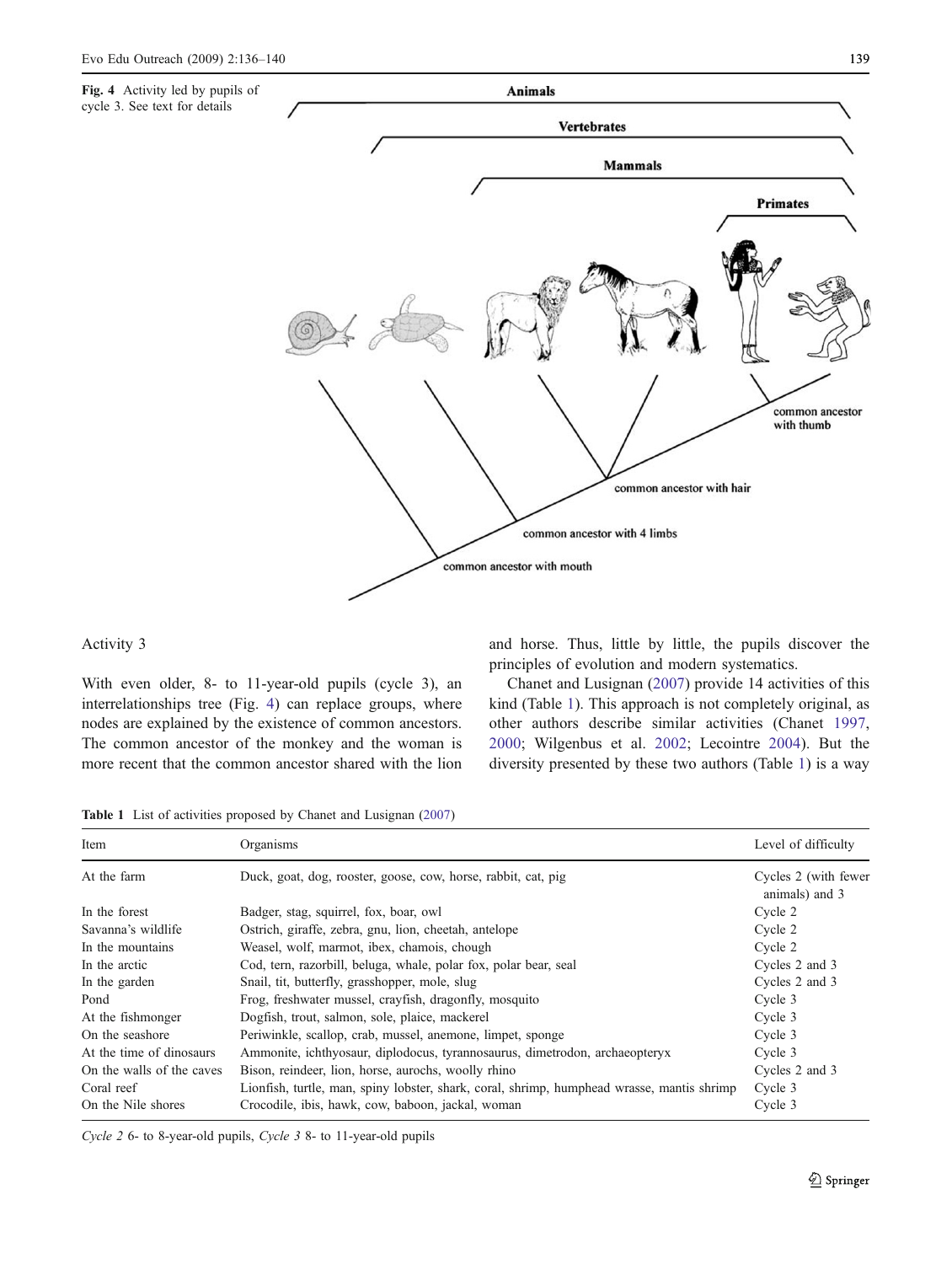Fig. 4 Activity led by pupils of cycle 3. See text for details

Activity 3

With even older, 8- to 11-year-old pupils (cycle 3), an interrelationships tree (Fig. 4) can replace groups, where nodes are explained by the existence of common ancestors. The common ancestor of the monkey and the woman is more recent that the common ancestor shared with the lion and horse. Thus, little by little, the pupils discover the principles of evolution and modern systematics.

Chanet and Lusignan (2007) provide 14 activities of this kind (Table 1). This approach is not completely original, as other authors describe similar activities (Chanet 1997, 2000; Wilgenbus et al. 2002; Lecointre 2004). But the diversity presented by these two authors (Table 1) is a way

Table 1 List of activities proposed by Chanet and Lusignan (2007)

| Item | Organisms | Level of difficulty |
|---|---|---|
| At the farm | Duck, goat, dog, rooster, goose, cow, horse, rabbit, cat, pig | Cycles 2 (with fewer animals) and 3 |
| In the forest | Badger, stag, squirrel, fox, boar, owl | Cycle 2 |
| Savanna's wildlife | Ostrich, giraffe, zebra, gnu, lion, cheetah, antelope | Cycle 2 |
| In the mountains | Weasel, wolf, marmot, ibex, chamois, chough | Cycle 2 |
| In the arctic | Cod, tern, razorbill, beluga, whale, polar fox, polar bear, seal | Cycles 2 and 3 |
| In the garden | Snail, tit, butterfly, grasshopper, mole, slug | Cycles 2 and 3 |
| Pond | Frog, freshwater mussel, crayfish, dragonfly, mosquito | Cycle 3 |
| At the fishmonger | Dogfish, trout, salmon, sole, plaice, mackerel | Cycle 3 |
| On the seashore | Periwinkle, scallop, crab, mussel, anemone, limpet, sponge | Cycle 3 |
| At the time of dinosaurs | Ammonite, ichthyosaur, diplodocus, tyrannosaurus, dimetrodon, archaeopteryx | Cycle 3 |
| On the walls of the caves | Bison, reindeer, lion, horse, aurochs, woolly rhino | Cycles 2 and 3 |
| Coral reef | Lionfish, turtle, man, spiny lobster, shark, coral, shrimp, humphead wrasse, mantis shrimp | Cycle 3 |
| On the Nile shores | Crocodile, ibis, hawk, cow, baboon, jackal, woman | Cycle 3 |

*Cycle 2* 6- to 8-year-old pupils, *Cycle 3* 8- to 11-year-old pupils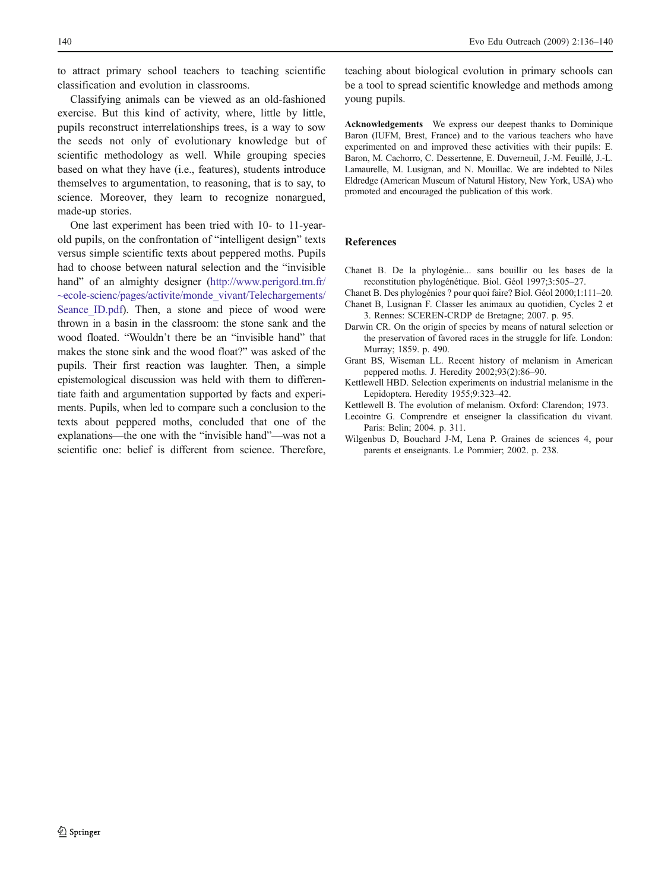to attract primary school teachers to teaching scientific classification and evolution in classrooms.

Classifying animals can be viewed as an old-fashioned exercise. But this kind of activity, where, little by little, pupils reconstruct interrelationships trees, is a way to sow the seeds not only of evolutionary knowledge but of scientific methodology as well. While grouping species based on what they have (i.e., features), students introduce themselves to argumentation, to reasoning, that is to say, to science. Moreover, they learn to recognize nonargued, made-up stories.

One last experiment has been tried with 10- to 11-year-old pupils, on the confrontation of "intelligent design" texts versus simple scientific texts about peppered moths. Pupils had to choose between natural selection and the "invisible hand" of an almighty designer (http://www.perigord.tm.fr/~ecole-scienc/pages/activite/monde_vivant/Telechargements/Seance_ID.pdf). Then, a stone and piece of wood were thrown in a basin in the classroom: the stone sank and the wood floated. "Wouldn't there be an "invisible hand" that makes the stone sink and the wood float?" was asked of the pupils. Their first reaction was laughter. Then, a simple epistemological discussion was held with them to differentiate faith and argumentation supported by facts and experiments. Pupils, when led to compare such a conclusion to the texts about peppered moths, concluded that one of the explanations—the one with the "invisible hand"—was not a scientific one: belief is different from science. Therefore, teaching about biological evolution in primary schools can be a tool to spread scientific knowledge and methods among young pupils.

**Acknowledgements** We express our deepest thanks to Dominique Baron (IUFM, Brest, France) and to the various teachers who have experimented on and improved these activities with their pupils: E. Baron, M. Cachorro, C. Dessertenne, E. Duverneuil, J.-M. Feuillé, J.-L. Lamaurelle, M. Lusignan, and N. Mouillac. We are indebted to Niles Eldredge (American Museum of Natural History, New York, USA) who promoted and encouraged the publication of this work.

## References

Chanet B. De la phylogénie... sans bouillir ou les bases de la reconstitution phylogénétique. Biol. Géol 1997;3:505–27.

Chanet B. Des phylogénies ? pour quoi faire? Biol. Géol 2000;1:111–20.

Chanet B, Lusignan F. Classer les animaux au quotidien, Cycles 2 et 3. Rennes: SCEREN-CRDP de Bretagne; 2007. p. 95.

Darwin CR. On the origin of species by means of natural selection or the preservation of favored races in the struggle for life. London: Murray; 1859. p. 490.

Grant BS, Wiseman LL. Recent history of melanism in American peppered moths. J. Heredity 2002;93(2):86–90.

Kettlewell HBD. Selection experiments on industrial melanisme in the Lepidoptera. Heredity 1955;9:323–42.

Kettlewell B. The evolution of melanism. Oxford: Clarendon; 1973.

Lecointre G. Comprendre et enseigner la classification du vivant. Paris: Belin; 2004. p. 311.

Wilgenbus D, Bouchard J-M, Lena P. Graines de sciences 4, pour parents et enseignants. Le Pommier; 2002. p. 238.